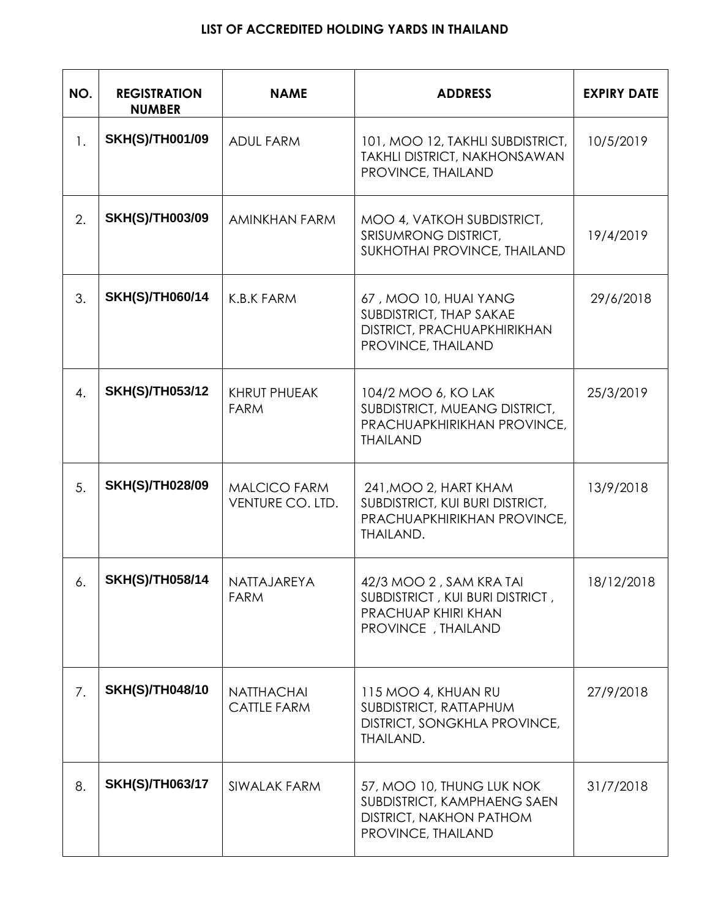# LIST OF ACCREDITED HOLDING YARDS IN THAILAND

| NO. | REGISTRATION NUMBER | NAME | ADDRESS | EXPIRY DATE |
|---|---|---|---|---|
| 1. | SKH(S)/TH001/09 | ADUL FARM | 101, MOO 12, TAKHLI SUBDISTRICT, TAKHLI DISTRICT, NAKHONSAWAN PROVINCE, THAILAND | 10/5/2019 |
| 2. | SKH(S)/TH003/09 | AMINKHAN FARM | MOO 4, VATKOH SUBDISTRICT, SRISUMRONG DISTRICT, SUKHOTHAI PROVINCE, THAILAND | 19/4/2019 |
| 3. | SKH(S)/TH060/14 | K.B.K FARM | 67 , MOO 10, HUAI YANG SUBDISTRICT, THAP SAKAE DISTRICT, PRACHUAPKHIRIKHAN PROVINCE, THAILAND | 29/6/2018 |
| 4. | SKH(S)/TH053/12 | KHRUT PHUEAK FARM | 104/2 MOO 6, KO LAK SUBDISTRICT, MUEANG DISTRICT, PRACHUAPKHIRIKHAN PROVINCE, THAILAND | 25/3/2019 |
| 5. | SKH(S)/TH028/09 | MALCICO FARM VENTURE CO. LTD. | 241,MOO 2, HART KHAM SUBDISTRICT, KUI BURI DISTRICT, PRACHUAPKHIRIKHAN PROVINCE, THAILAND. | 13/9/2018 |
| 6. | SKH(S)/TH058/14 | NATTAJAREYA FARM | 42/3 MOO 2 , SAM KRA TAI SUBDISTRICT , KUI BURI DISTRICT , PRACHUAP KHIRI KHAN PROVINCE , THAILAND | 18/12/2018 |
| 7. | SKH(S)/TH048/10 | NATTHACHAI CATTLE FARM | 115 MOO 4, KHUAN RU SUBDISTRICT, RATTAPHUM DISTRICT, SONGKHLA PROVINCE, THAILAND. | 27/9/2018 |
| 8. | SKH(S)/TH063/17 | SIWALAK FARM | 57, MOO 10, THUNG LUK NOK SUBDISTRICT, KAMPHAENG SAEN DISTRICT, NAKHON PATHOM PROVINCE, THAILAND | 31/7/2018 |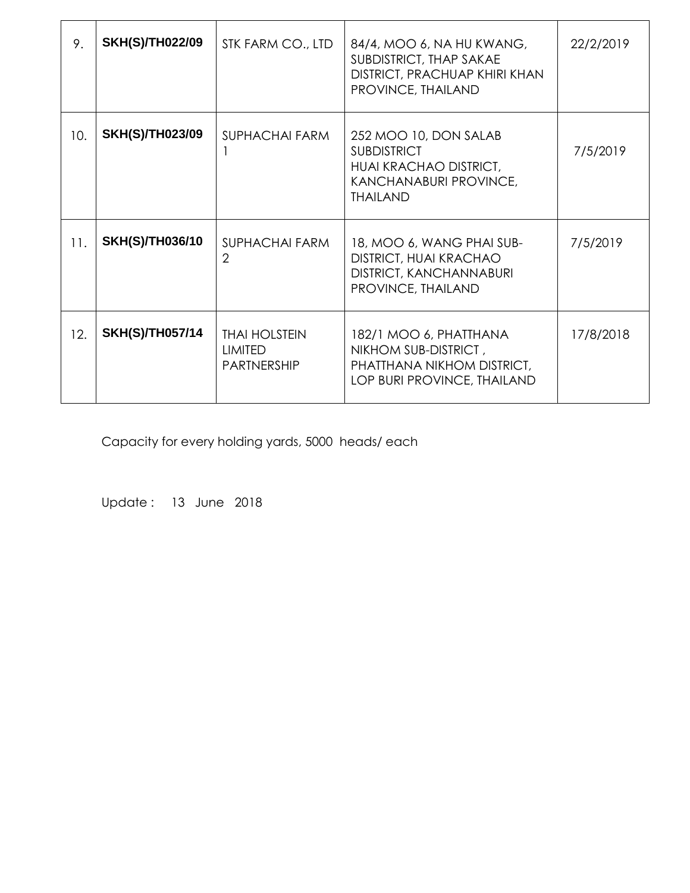| | | | | |
|---|---|---|---|---|
| 9. | **SKH(S)/TH022/09** | STK FARM CO., LTD | 84/4, MOO 6, NA HU KWANG, SUBDISTRICT, THAP SAKAE DISTRICT, PRACHUAP KHIRI KHAN PROVINCE, THAILAND | 22/2/2019 |
| 10. | **SKH(S)/TH023/09** | SUPHACHAI FARM 1 | 252 MOO 10, DON SALAB SUBDISTRICT HUAI KRACHAO DISTRICT, KANCHANABURI PROVINCE, THAILAND | 7/5/2019 |
| 11. | **SKH(S)/TH036/10** | SUPHACHAI FARM 2 | 18, MOO 6, WANG PHAI SUB-DISTRICT, HUAI KRACHAO DISTRICT, KANCHANNABURI PROVINCE, THAILAND | 7/5/2019 |
| 12. | **SKH(S)/TH057/14** | THAI HOLSTEIN LIMITED PARTNERSHIP | 182/1 MOO 6, PHATTHANA NIKHOM SUB-DISTRICT , PHATTHANA NIKHOM DISTRICT, LOP BURI PROVINCE, THAILAND | 17/8/2018 |

Capacity for every holding yards, 5000 heads/ each

Update : 13 June 2018